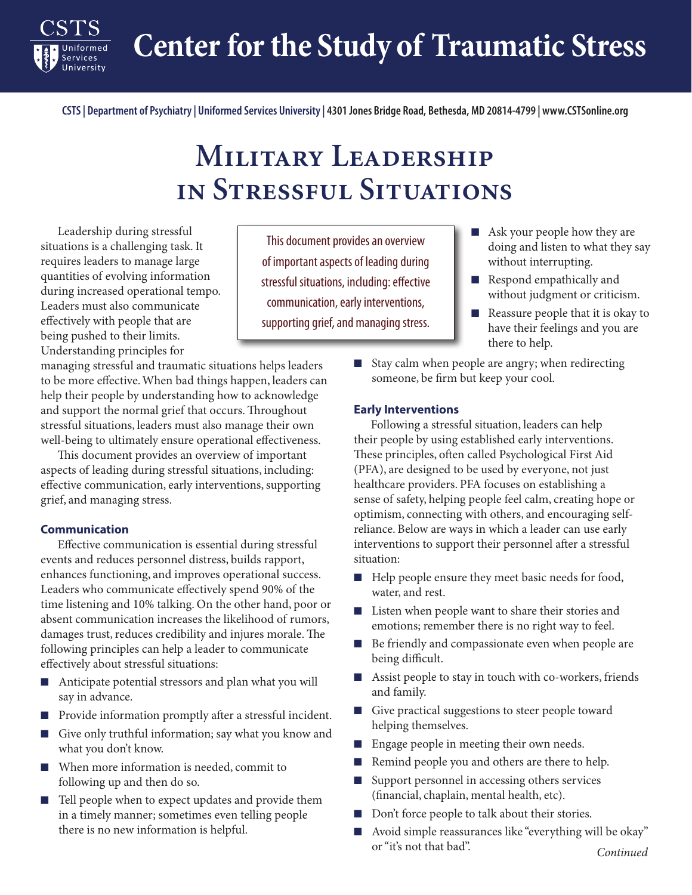# Center for the Study of Traumatic Stress

CSTS | Department of Psychiatry | Uniformed Services University | 4301 Jones Bridge Road, Bethesda, MD 20814-4799 | www.CSTSonline.org

## Military Leadership in Stressful Situations

> This document provides an overview of important aspects of leading during stressful situations, including: effective communication, early interventions, supporting grief, and managing stress.

Leadership during stressful situations is a challenging task. It requires leaders to manage large quantities of evolving information during increased operational tempo. Leaders must also communicate effectively with people that are being pushed to their limits. Understanding principles for managing stressful and traumatic situations helps leaders to be more effective. When bad things happen, leaders can help their people by understanding how to acknowledge and support the normal grief that occurs. Throughout stressful situations, leaders must also manage their own well-being to ultimately ensure operational effectiveness.

This document provides an overview of important aspects of leading during stressful situations, including: effective communication, early interventions, supporting grief, and managing stress.

### Communication

Effective communication is essential during stressful events and reduces personnel distress, builds rapport, enhances functioning, and improves operational success. Leaders who communicate effectively spend 90% of the time listening and 10% talking. On the other hand, poor or absent communication increases the likelihood of rumors, damages trust, reduces credibility and injures morale. The following principles can help a leader to communicate effectively about stressful situations:

- Anticipate potential stressors and plan what you will say in advance.
- Provide information promptly after a stressful incident.
- Give only truthful information; say what you know and what you don't know.
- When more information is needed, commit to following up and then do so.
- Tell people when to expect updates and provide them in a timely manner; sometimes even telling people there is no new information is helpful.
- Ask your people how they are doing and listen to what they say without interrupting.
- Respond empathically and without judgment or criticism.
- Reassure people that it is okay to have their feelings and you are there to help.
- Stay calm when people are angry; when redirecting someone, be firm but keep your cool.

### Early Interventions

Following a stressful situation, leaders can help their people by using established early interventions. These principles, often called Psychological First Aid (PFA), are designed to be used by everyone, not just healthcare providers. PFA focuses on establishing a sense of safety, helping people feel calm, creating hope or optimism, connecting with others, and encouraging self-reliance. Below are ways in which a leader can use early interventions to support their personnel after a stressful situation:

- Help people ensure they meet basic needs for food, water, and rest.
- Listen when people want to share their stories and emotions; remember there is no right way to feel.
- Be friendly and compassionate even when people are being difficult.
- Assist people to stay in touch with co-workers, friends and family.
- Give practical suggestions to steer people toward helping themselves.
- Engage people in meeting their own needs.
- Remind people you and others are there to help.
- Support personnel in accessing others services (financial, chaplain, mental health, etc).
- Don't force people to talk about their stories.
- Avoid simple reassurances like "everything will be okay" or "it's not that bad".

*Continued*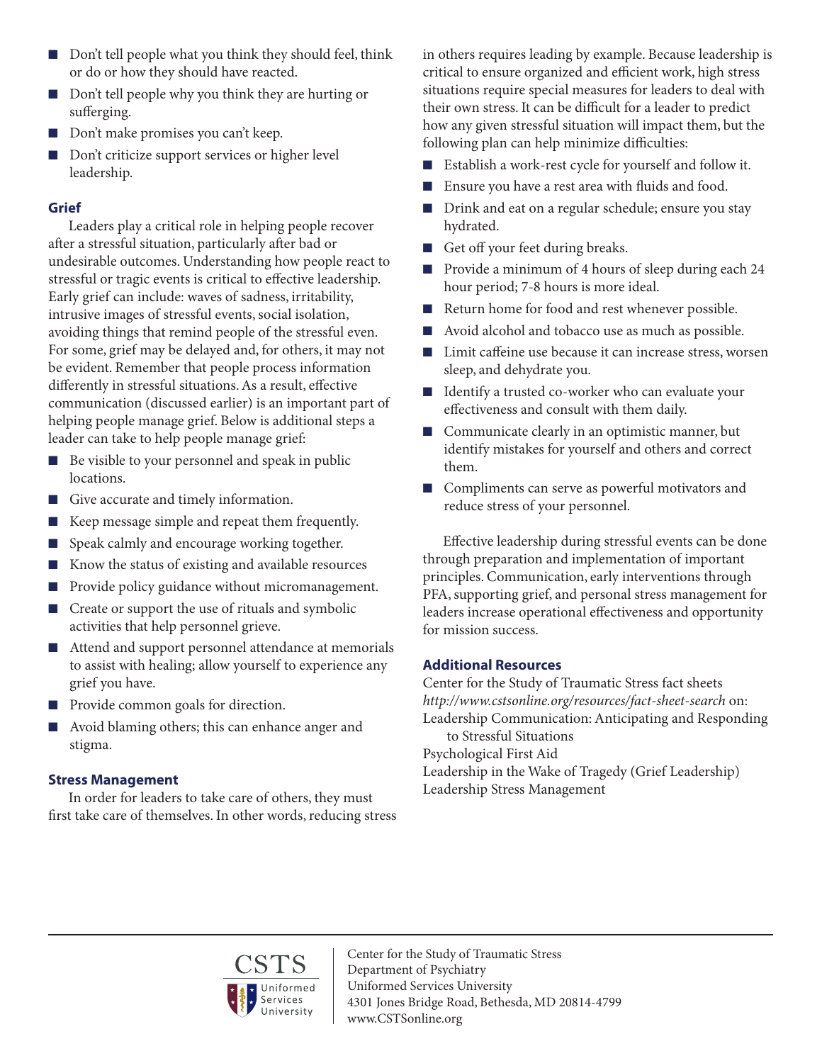- Don't tell people what you think they should feel, think or do or how they should have reacted.
- Don't tell people why you think they are hurting or sufferging.
- Don't make promises you can't keep.
- Don't criticize support services or higher level leadership.

### Grief

Leaders play a critical role in helping people recover after a stressful situation, particularly after bad or undesirable outcomes. Understanding how people react to stressful or tragic events is critical to effective leadership. Early grief can include: waves of sadness, irritability, intrusive images of stressful events, social isolation, avoiding things that remind people of the stressful even. For some, grief may be delayed and, for others, it may not be evident. Remember that people process information differently in stressful situations. As a result, effective communication (discussed earlier) is an important part of helping people manage grief. Below is additional steps a leader can take to help people manage grief:

- Be visible to your personnel and speak in public locations.
- Give accurate and timely information.
- Keep message simple and repeat them frequently.
- Speak calmly and encourage working together.
- Know the status of existing and available resources
- Provide policy guidance without micromanagement.
- Create or support the use of rituals and symbolic activities that help personnel grieve.
- Attend and support personnel attendance at memorials to assist with healing; allow yourself to experience any grief you have.
- Provide common goals for direction.
- Avoid blaming others; this can enhance anger and stigma.

### Stress Management

In order for leaders to take care of others, they must first take care of themselves. In other words, reducing stress in others requires leading by example. Because leadership is critical to ensure organized and efficient work, high stress situations require special measures for leaders to deal with their own stress. It can be difficult for a leader to predict how any given stressful situation will impact them, but the following plan can help minimize difficulties:

- Establish a work-rest cycle for yourself and follow it.
- Ensure you have a rest area with fluids and food.
- Drink and eat on a regular schedule; ensure you stay hydrated.
- Get off your feet during breaks.
- Provide a minimum of 4 hours of sleep during each 24 hour period; 7-8 hours is more ideal.
- Return home for food and rest whenever possible.
- Avoid alcohol and tobacco use as much as possible.
- Limit caffeine use because it can increase stress, worsen sleep, and dehydrate you.
- Identify a trusted co-worker who can evaluate your effectiveness and consult with them daily.
- Communicate clearly in an optimistic manner, but identify mistakes for yourself and others and correct them.
- Compliments can serve as powerful motivators and reduce stress of your personnel.

Effective leadership during stressful events can be done through preparation and implementation of important principles. Communication, early interventions through PFA, supporting grief, and personal stress management for leaders increase operational effectiveness and opportunity for mission success.

### Additional Resources

Center for the Study of Traumatic Stress fact sheets *http://www.cstsonline.org/resources/fact-sheet-search* on:

Leadership Communication: Anticipating and Responding to Stressful Situations

Psychological First Aid

Leadership in the Wake of Tragedy (Grief Leadership)

Leadership Stress Management

---

CSTS Uniformed Services University

Center for the Study of Traumatic Stress
Department of Psychiatry
Uniformed Services University
4301 Jones Bridge Road, Bethesda, MD 20814-4799
www.CSTSonline.org